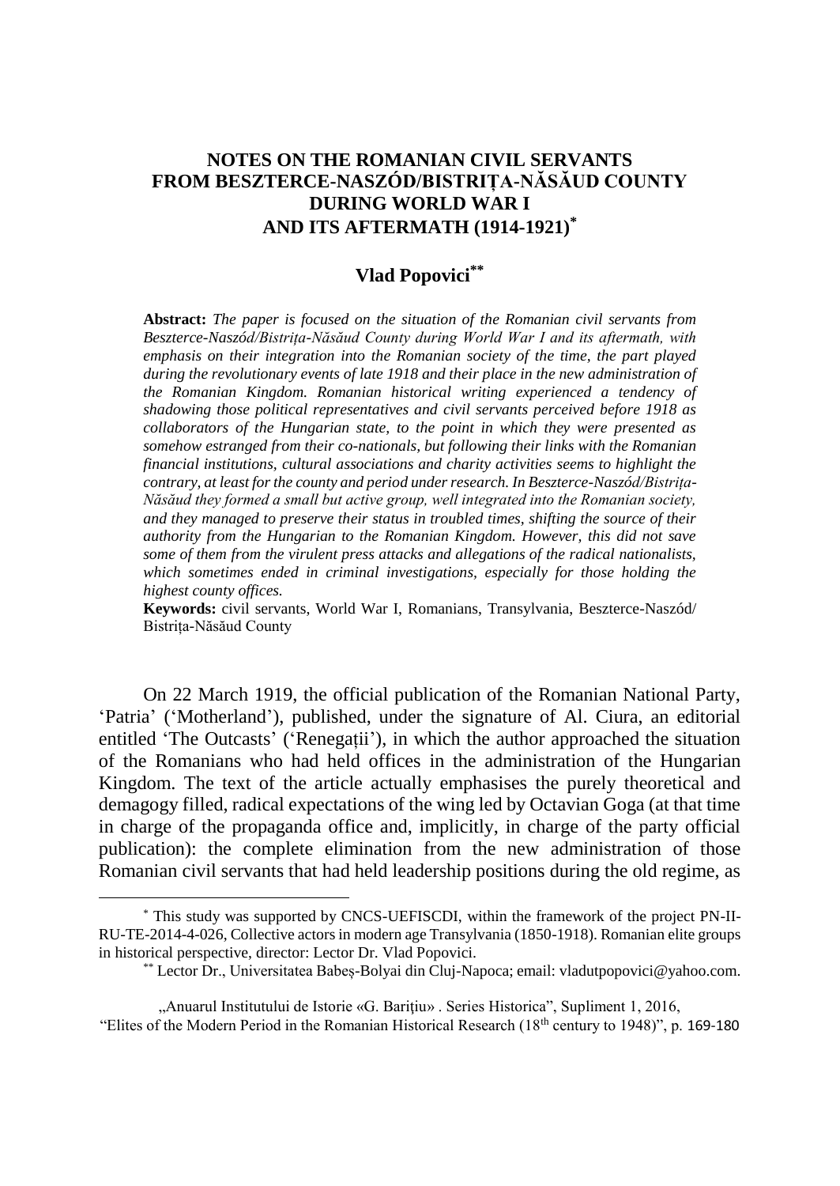# NOTES ON THE ROMANIAN CIVIL SERVANTS FROM BESZTERCE-NASZÓD/BISTRIȚA-NĂSĂUD COUNTY DURING WORLD WAR I AND ITS AFTERMATH (1914-1921)[*]

## Vlad Popovici[**]

**Abstract:** *The paper is focused on the situation of the Romanian civil servants from Beszterce-Naszód/Bistrița-Năsăud County during World War I and its aftermath, with emphasis on their integration into the Romanian society of the time, the part played during the revolutionary events of late 1918 and their place in the new administration of the Romanian Kingdom. Romanian historical writing experienced a tendency of shadowing those political representatives and civil servants perceived before 1918 as collaborators of the Hungarian state, to the point in which they were presented as somehow estranged from their co-nationals, but following their links with the Romanian financial institutions, cultural associations and charity activities seems to highlight the contrary, at least for the county and period under research. In Beszterce-Naszód/Bistrița-Năsăud they formed a small but active group, well integrated into the Romanian society, and they managed to preserve their status in troubled times, shifting the source of their authority from the Hungarian to the Romanian Kingdom. However, this did not save some of them from the virulent press attacks and allegations of the radical nationalists, which sometimes ended in criminal investigations, especially for those holding the highest county offices.*

**Keywords:** civil servants, World War I, Romanians, Transylvania, Beszterce-Naszód/ Bistrița-Năsăud County

On 22 March 1919, the official publication of the Romanian National Party, 'Patria' ('Motherland'), published, under the signature of Al. Ciura, an editorial entitled 'The Outcasts' ('Renegații'), in which the author approached the situation of the Romanians who had held offices in the administration of the Hungarian Kingdom. The text of the article actually emphasises the purely theoretical and demagogy filled, radical expectations of the wing led by Octavian Goga (at that time in charge of the propaganda office and, implicitly, in charge of the party official publication): the complete elimination from the new administration of those Romanian civil servants that had held leadership positions during the old regime, as

---

[*] This study was supported by CNCS-UEFISCDI, within the framework of the project PN-II-RU-TE-2014-4-026, Collective actors in modern age Transylvania (1850-1918). Romanian elite groups in historical perspective, director: Lector Dr. Vlad Popovici.

[**] Lector Dr., Universitatea Babeș-Bolyai din Cluj-Napoca; email: vladutpopovici@yahoo.com.

„Anuarul Institutului de Istorie «G. Barițiu» . Series Historica", Supliment 1, 2016, "Elites of the Modern Period in the Romanian Historical Research (18th century to 1948)", p. 169-180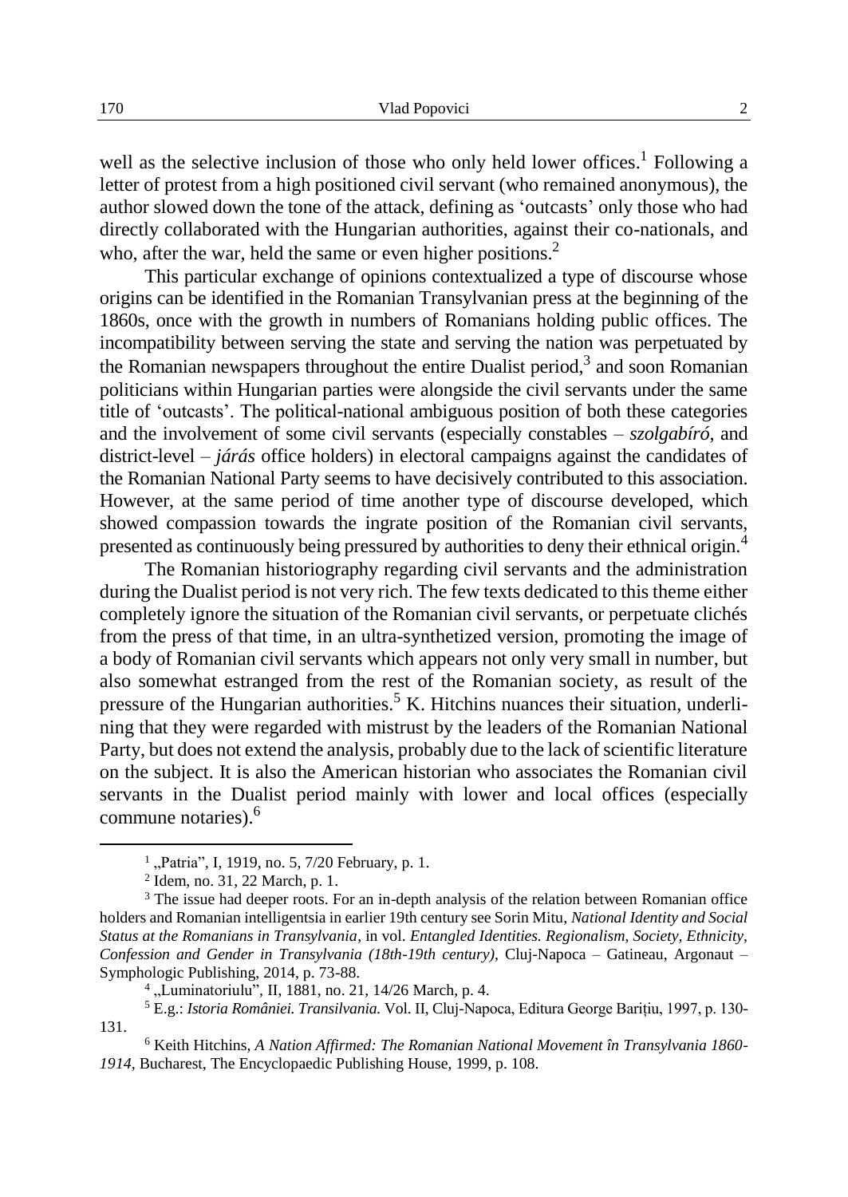well as the selective inclusion of those who only held lower offices.[1] Following a letter of protest from a high positioned civil servant (who remained anonymous), the author slowed down the tone of the attack, defining as 'outcasts' only those who had directly collaborated with the Hungarian authorities, against their co-nationals, and who, after the war, held the same or even higher positions.[2]

This particular exchange of opinions contextualized a type of discourse whose origins can be identified in the Romanian Transylvanian press at the beginning of the 1860s, once with the growth in numbers of Romanians holding public offices. The incompatibility between serving the state and serving the nation was perpetuated by the Romanian newspapers throughout the entire Dualist period,[3] and soon Romanian politicians within Hungarian parties were alongside the civil servants under the same title of 'outcasts'. The political-national ambiguous position of both these categories and the involvement of some civil servants (especially constables – *szolgabíró*, and district-level – *járás* office holders) in electoral campaigns against the candidates of the Romanian National Party seems to have decisively contributed to this association. However, at the same period of time another type of discourse developed, which showed compassion towards the ingrate position of the Romanian civil servants, presented as continuously being pressured by authorities to deny their ethnical origin.[4]

The Romanian historiography regarding civil servants and the administration during the Dualist period is not very rich. The few texts dedicated to this theme either completely ignore the situation of the Romanian civil servants, or perpetuate clichés from the press of that time, in an ultra-synthetized version, promoting the image of a body of Romanian civil servants which appears not only very small in number, but also somewhat estranged from the rest of the Romanian society, as result of the pressure of the Hungarian authorities.[5] K. Hitchins nuances their situation, underlining that they were regarded with mistrust by the leaders of the Romanian National Party, but does not extend the analysis, probably due to the lack of scientific literature on the subject. It is also the American historian who associates the Romanian civil servants in the Dualist period mainly with lower and local offices (especially commune notaries).[6]

---

[1] „Patria", I, 1919, no. 5, 7/20 February, p. 1.

[2] Idem, no. 31, 22 March, p. 1.

[3] The issue had deeper roots. For an in-depth analysis of the relation between Romanian office holders and Romanian intelligentsia in earlier 19th century see Sorin Mitu, *National Identity and Social Status at the Romanians in Transylvania*, in vol. *Entangled Identities. Regionalism, Society, Ethnicity, Confession and Gender in Transylvania (18th-19th century)*, Cluj-Napoca – Gatineau, Argonaut – Symphologic Publishing, 2014, p. 73-88.

[4] „Luminatoriulu", II, 1881, no. 21, 14/26 March, p. 4.

[5] E.g.: *Istoria României. Transilvania.* Vol. II, Cluj-Napoca, Editura George Barițiu, 1997, p. 130-131.

[6] Keith Hitchins, *A Nation Affirmed: The Romanian National Movement în Transylvania 1860-1914*, Bucharest, The Encyclopaedic Publishing House, 1999, p. 108.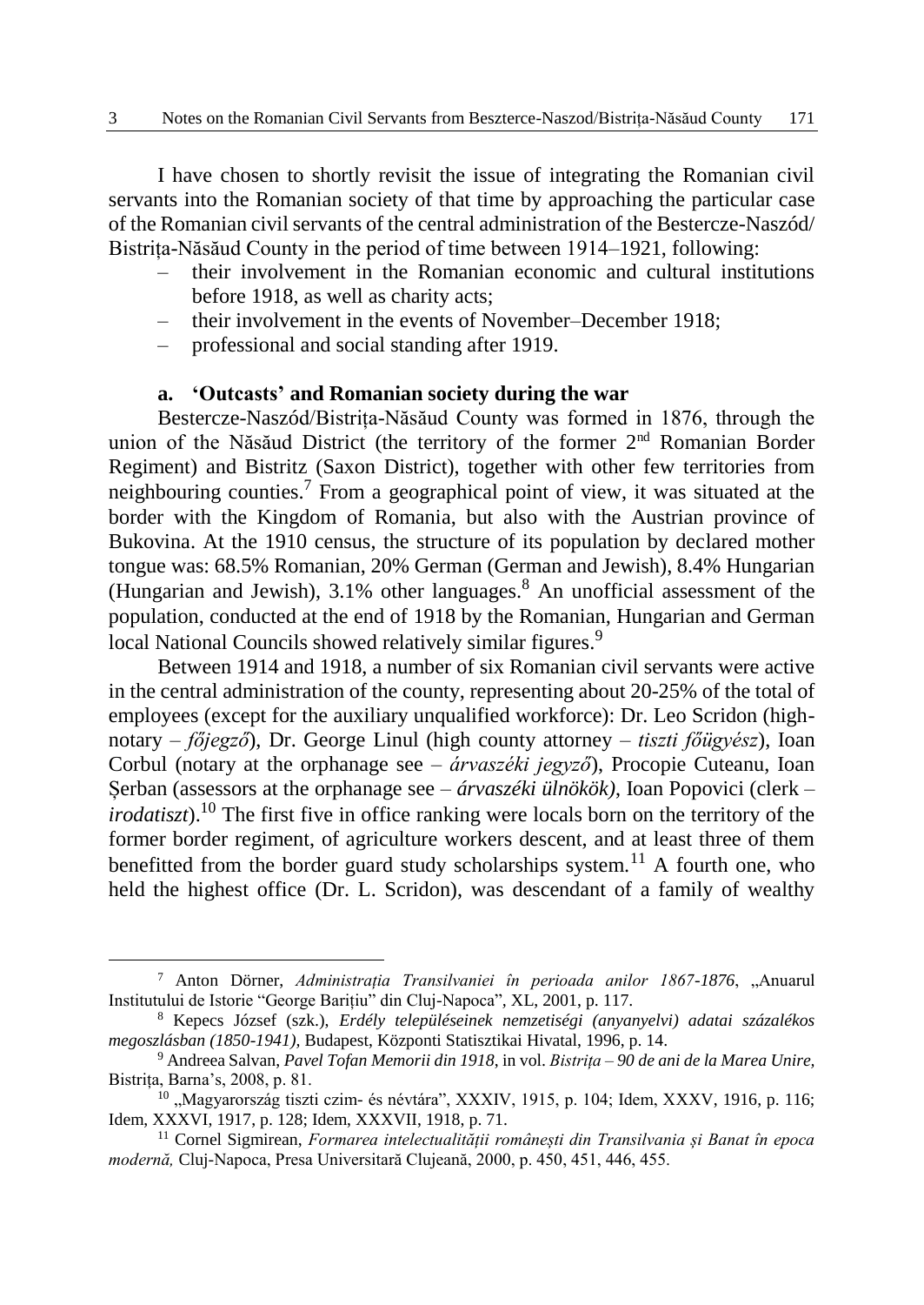I have chosen to shortly revisit the issue of integrating the Romanian civil servants into the Romanian society of that time by approaching the particular case of the Romanian civil servants of the central administration of the Bestercze-Naszód/ Bistrița-Năsăud County in the period of time between 1914–1921, following:

- their involvement in the Romanian economic and cultural institutions before 1918, as well as charity acts;
- their involvement in the events of November–December 1918;
- professional and social standing after 1919.

### a. 'Outcasts' and Romanian society during the war

Bestercze-Naszód/Bistrița-Năsăud County was formed in 1876, through the union of the Năsăud District (the territory of the former 2nd Romanian Border Regiment) and Bistritz (Saxon District), together with other few territories from neighbouring counties.[7] From a geographical point of view, it was situated at the border with the Kingdom of Romania, but also with the Austrian province of Bukovina. At the 1910 census, the structure of its population by declared mother tongue was: 68.5% Romanian, 20% German (German and Jewish), 8.4% Hungarian (Hungarian and Jewish), 3.1% other languages.[8] An unofficial assessment of the population, conducted at the end of 1918 by the Romanian, Hungarian and German local National Councils showed relatively similar figures.[9]

Between 1914 and 1918, a number of six Romanian civil servants were active in the central administration of the county, representing about 20-25% of the total of employees (except for the auxiliary unqualified workforce): Dr. Leo Scridon (high-notary – *főjegző*), Dr. George Linul (high county attorney – *tiszti főügyész*), Ioan Corbul (notary at the orphanage see – *árvaszéki jegyző*), Procopie Cuteanu, Ioan Șerban (assessors at the orphanage see – *árvaszéki ülnökök)*, Ioan Popovici (clerk – *irodatiszt*).[10] The first five in office ranking were locals born on the territory of the former border regiment, of agriculture workers descent, and at least three of them benefitted from the border guard study scholarships system.[11] A fourth one, who held the highest office (Dr. L. Scridon), was descendant of a family of wealthy

---

[7] Anton Dörner, *Administrația Transilvaniei în perioada anilor 1867-1876*, „Anuarul Institutului de Istorie "George Barițiu" din Cluj-Napoca", XL, 2001, p. 117.

[8] Kepecs József (szk.), *Erdély településeinek nemzetiségi (anyanyelvi) adatai százalékos megoszlásban (1850-1941),* Budapest, Központi Statisztikai Hivatal, 1996, p. 14.

[9] Andreea Salvan, *Pavel Tofan Memorii din 1918*, in vol. *Bistrița – 90 de ani de la Marea Unire,* Bistrița, Barna's, 2008, p. 81.

[10] „Magyarország tiszti czim- és névtára", XXXIV, 1915, p. 104; Idem, XXXV, 1916, p. 116; Idem, XXXVI, 1917, p. 128; Idem, XXXVII, 1918, p. 71.

[11] Cornel Sigmirean, *Formarea intelectualității românești din Transilvania și Banat în epoca modernă,* Cluj-Napoca, Presa Universitară Clujeană, 2000, p. 450, 451, 446, 455.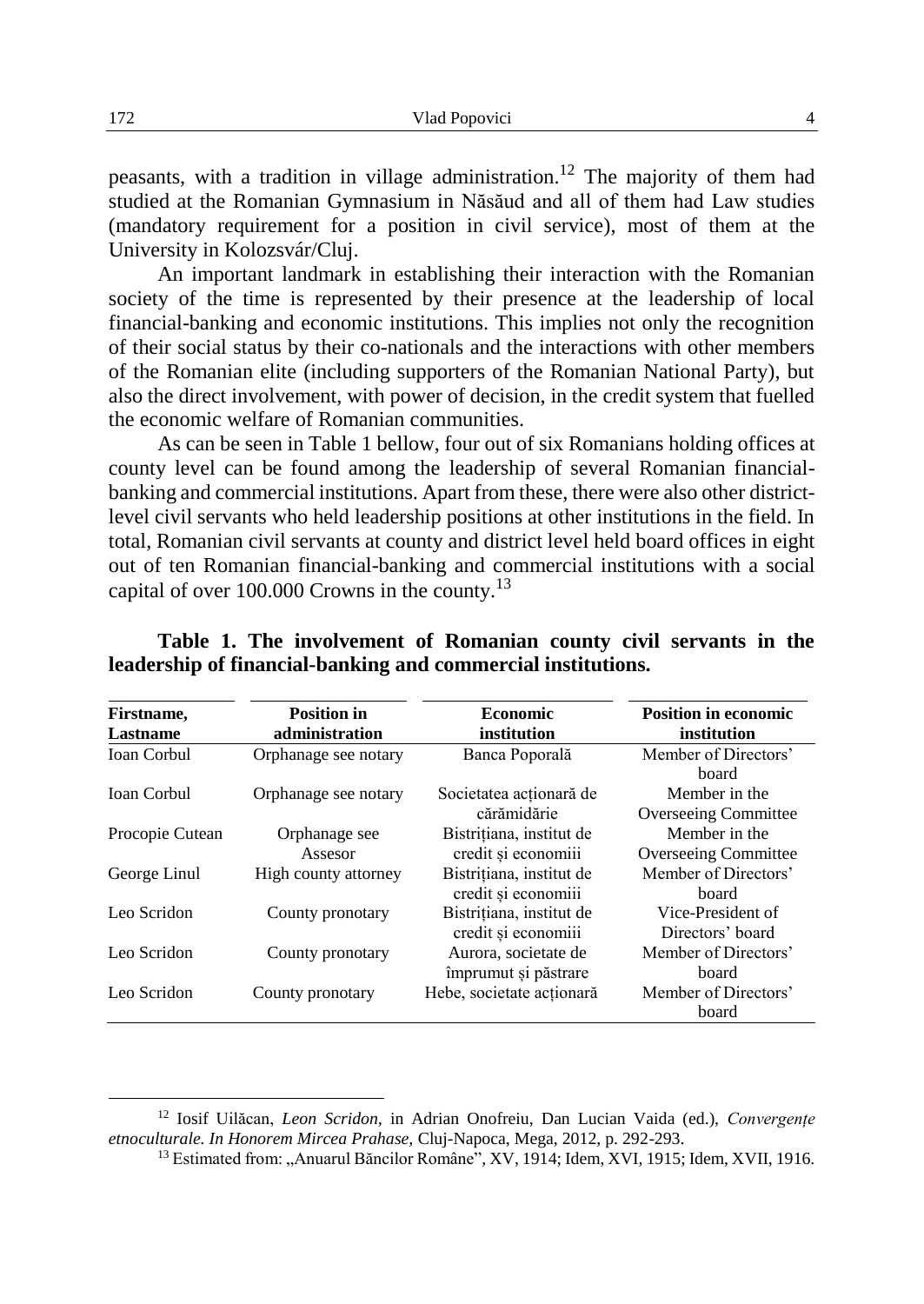peasants, with a tradition in village administration.[12] The majority of them had studied at the Romanian Gymnasium in Năsăud and all of them had Law studies (mandatory requirement for a position in civil service), most of them at the University in Kolozsvár/Cluj.

An important landmark in establishing their interaction with the Romanian society of the time is represented by their presence at the leadership of local financial-banking and economic institutions. This implies not only the recognition of their social status by their co-nationals and the interactions with other members of the Romanian elite (including supporters of the Romanian National Party), but also the direct involvement, with power of decision, in the credit system that fuelled the economic welfare of Romanian communities.

As can be seen in Table 1 bellow, four out of six Romanians holding offices at county level can be found among the leadership of several Romanian financial-banking and commercial institutions. Apart from these, there were also other district-level civil servants who held leadership positions at other institutions in the field. In total, Romanian civil servants at county and district level held board offices in eight out of ten Romanian financial-banking and commercial institutions with a social capital of over 100.000 Crowns in the county.[13]

**Table 1. The involvement of Romanian county civil servants in the leadership of financial-banking and commercial institutions.**

| Firstname, Lastname | Position in administration | Economic institution | Position in economic institution |
|---|---|---|---|
| Ioan Corbul | Orphanage see notary | Banca Poporală | Member of Directors' board |
| Ioan Corbul | Orphanage see notary | Societatea acționară de cărămidărie | Member in the Overseeing Committee |
| Procopie Cutean | Orphanage see Assesor | Bistrițiana, institut de credit și economiii | Member in the Overseeing Committee |
| George Linul | High county attorney | Bistrițiana, institut de credit și economiii | Member of Directors' board |
| Leo Scridon | County pronotary | Bistrițiana, institut de credit și economiii | Vice-President of Directors' board |
| Leo Scridon | County pronotary | Aurora, societate de împrumut și păstrare | Member of Directors' board |
| Leo Scridon | County pronotary | Hebe, societate acționară | Member of Directors' board |

---

[12] Iosif Uilăcan, *Leon Scridon*, in Adrian Onofreiu, Dan Lucian Vaida (ed.), *Convergențe etnoculturale. In Honorem Mircea Prahase*, Cluj-Napoca, Mega, 2012, p. 292-293.

[13] Estimated from: „Anuarul Băncilor Române", XV, 1914; Idem, XVI, 1915; Idem, XVII, 1916.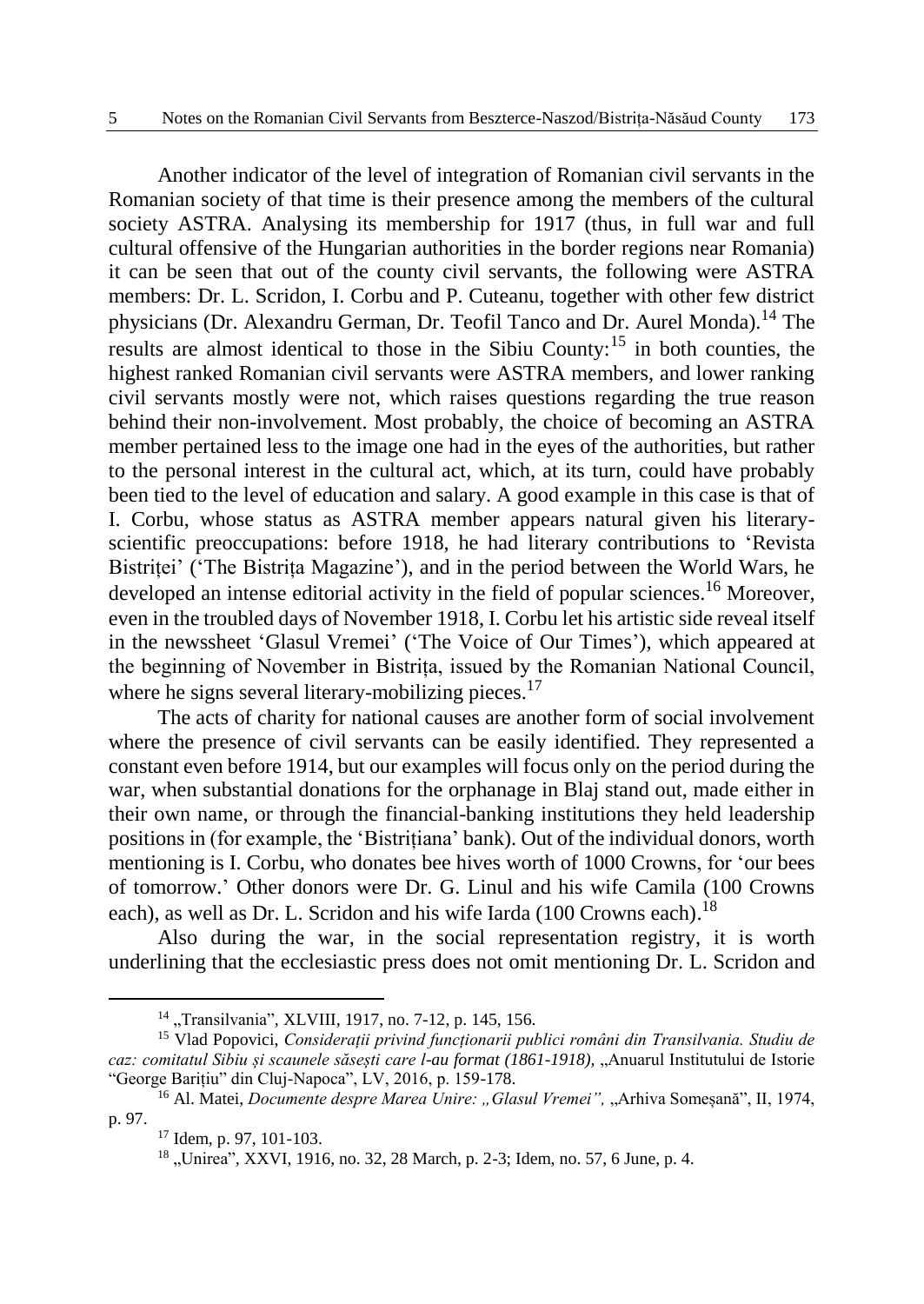Another indicator of the level of integration of Romanian civil servants in the Romanian society of that time is their presence among the members of the cultural society ASTRA. Analysing its membership for 1917 (thus, in full war and full cultural offensive of the Hungarian authorities in the border regions near Romania) it can be seen that out of the county civil servants, the following were ASTRA members: Dr. L. Scridon, I. Corbu and P. Cuteanu, together with other few district physicians (Dr. Alexandru German, Dr. Teofil Tanco and Dr. Aurel Monda).[14] The results are almost identical to those in the Sibiu County:[15] in both counties, the highest ranked Romanian civil servants were ASTRA members, and lower ranking civil servants mostly were not, which raises questions regarding the true reason behind their non-involvement. Most probably, the choice of becoming an ASTRA member pertained less to the image one had in the eyes of the authorities, but rather to the personal interest in the cultural act, which, at its turn, could have probably been tied to the level of education and salary. A good example in this case is that of I. Corbu, whose status as ASTRA member appears natural given his literary-scientific preoccupations: before 1918, he had literary contributions to 'Revista Bistriței' ('The Bistrița Magazine'), and in the period between the World Wars, he developed an intense editorial activity in the field of popular sciences.[16] Moreover, even in the troubled days of November 1918, I. Corbu let his artistic side reveal itself in the newssheet 'Glasul Vremei' ('The Voice of Our Times'), which appeared at the beginning of November in Bistrița, issued by the Romanian National Council, where he signs several literary-mobilizing pieces.[17]

The acts of charity for national causes are another form of social involvement where the presence of civil servants can be easily identified. They represented a constant even before 1914, but our examples will focus only on the period during the war, when substantial donations for the orphanage in Blaj stand out, made either in their own name, or through the financial-banking institutions they held leadership positions in (for example, the 'Bistrițiana' bank). Out of the individual donors, worth mentioning is I. Corbu, who donates bee hives worth of 1000 Crowns, for 'our bees of tomorrow.' Other donors were Dr. G. Linul and his wife Camila (100 Crowns each), as well as Dr. L. Scridon and his wife Iarda (100 Crowns each).[18]

Also during the war, in the social representation registry, it is worth underlining that the ecclesiastic press does not omit mentioning Dr. L. Scridon and

---

[14] „Transilvania", XLVIII, 1917, no. 7-12, p. 145, 156.

[15] Vlad Popovici, *Considerații privind funcționarii publici români din Transilvania. Studiu de caz: comitatul Sibiu și scaunele săsești care l-au format (1861-1918),* „Anuarul Institutului de Istorie "George Barițiu" din Cluj-Napoca", LV, 2016, p. 159-178.

[16] Al. Matei, *Documente despre Marea Unire: „Glasul Vremei",* „Arhiva Someșană", II, 1974, p. 97.

[17] Idem, p. 97, 101-103.

[18] „Unirea", XXVI, 1916, no. 32, 28 March, p. 2-3; Idem, no. 57, 6 June, p. 4.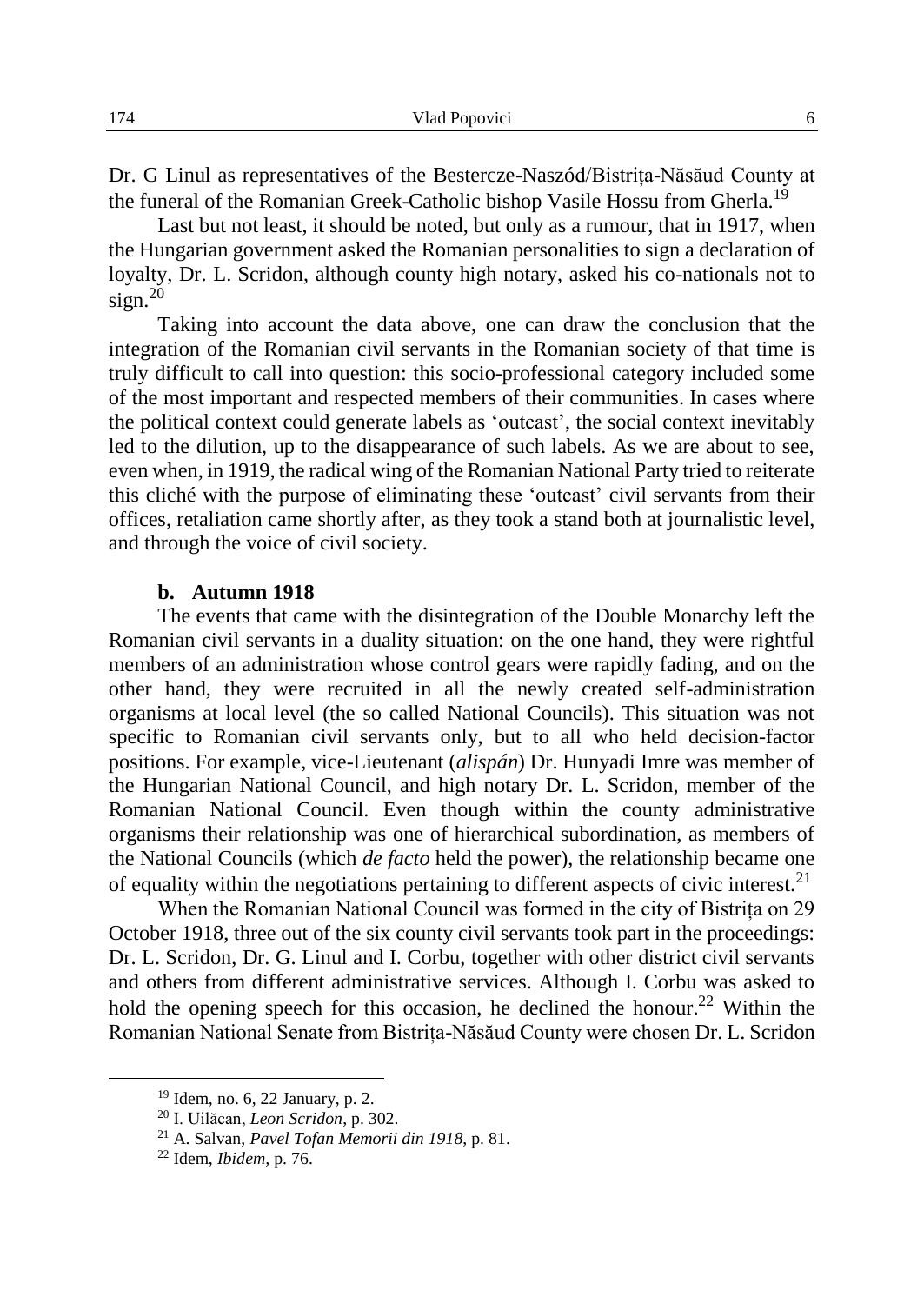Dr. G Linul as representatives of the Bestercze-Naszód/Bistrița-Năsăud County at the funeral of the Romanian Greek-Catholic bishop Vasile Hossu from Gherla.[19]

Last but not least, it should be noted, but only as a rumour, that in 1917, when the Hungarian government asked the Romanian personalities to sign a declaration of loyalty, Dr. L. Scridon, although county high notary, asked his co-nationals not to sign.[20]

Taking into account the data above, one can draw the conclusion that the integration of the Romanian civil servants in the Romanian society of that time is truly difficult to call into question: this socio-professional category included some of the most important and respected members of their communities. In cases where the political context could generate labels as 'outcast', the social context inevitably led to the dilution, up to the disappearance of such labels. As we are about to see, even when, in 1919, the radical wing of the Romanian National Party tried to reiterate this cliché with the purpose of eliminating these 'outcast' civil servants from their offices, retaliation came shortly after, as they took a stand both at journalistic level, and through the voice of civil society.

### b. Autumn 1918

The events that came with the disintegration of the Double Monarchy left the Romanian civil servants in a duality situation: on the one hand, they were rightful members of an administration whose control gears were rapidly fading, and on the other hand, they were recruited in all the newly created self-administration organisms at local level (the so called National Councils). This situation was not specific to Romanian civil servants only, but to all who held decision-factor positions. For example, vice-Lieutenant (*alispán*) Dr. Hunyadi Imre was member of the Hungarian National Council, and high notary Dr. L. Scridon, member of the Romanian National Council. Even though within the county administrative organisms their relationship was one of hierarchical subordination, as members of the National Councils (which *de facto* held the power), the relationship became one of equality within the negotiations pertaining to different aspects of civic interest.[21]

When the Romanian National Council was formed in the city of Bistrița on 29 October 1918, three out of the six county civil servants took part in the proceedings: Dr. L. Scridon, Dr. G. Linul and I. Corbu, together with other district civil servants and others from different administrative services. Although I. Corbu was asked to hold the opening speech for this occasion, he declined the honour.[22] Within the Romanian National Senate from Bistrița-Năsăud County were chosen Dr. L. Scridon

---

[19] Idem, no. 6, 22 January, p. 2.

[20] I. Uilăcan, *Leon Scridon*, p. 302.

[21] A. Salvan, *Pavel Tofan Memorii din 1918*, p. 81.

[22] Idem, *Ibidem*, p. 76.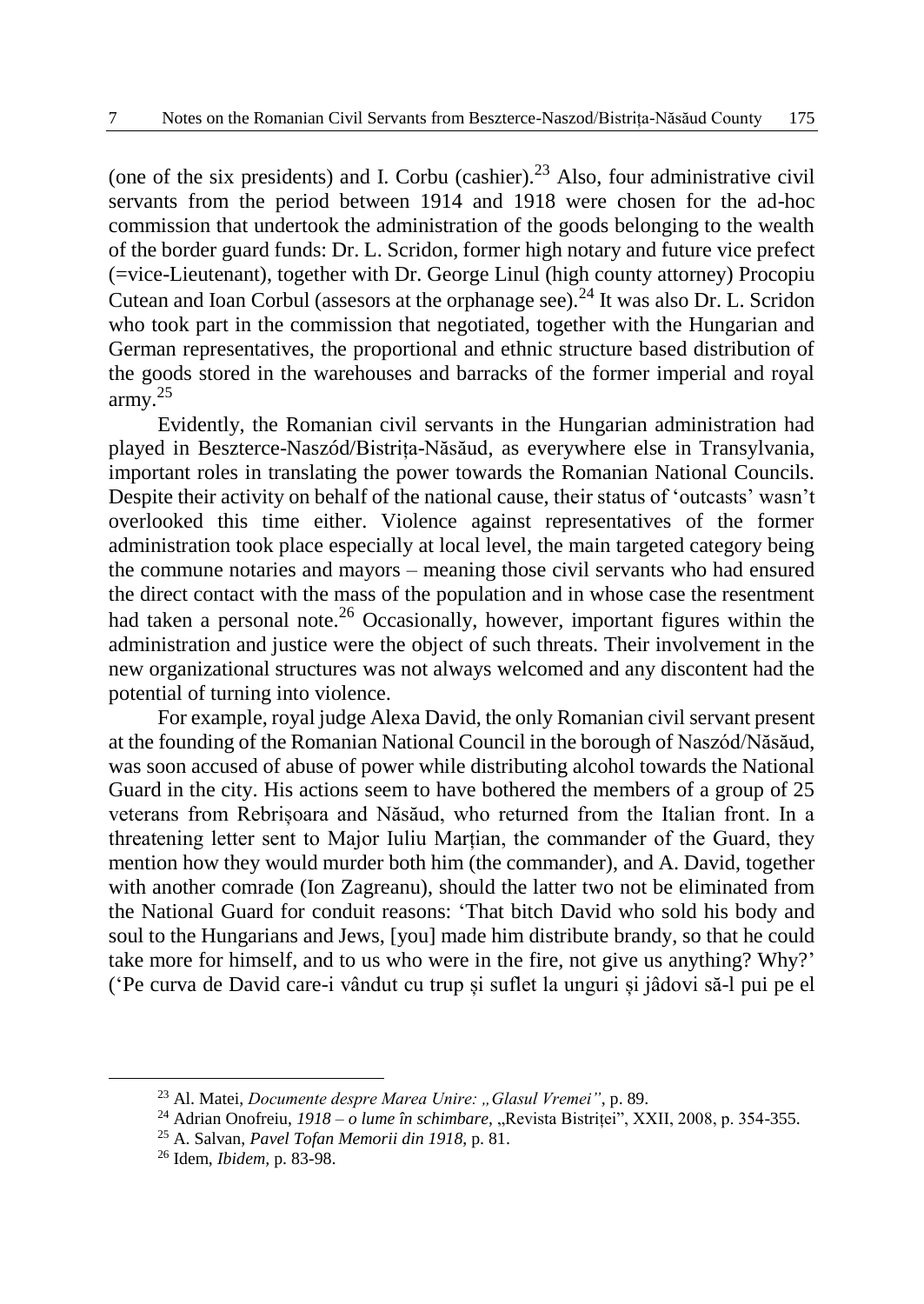(one of the six presidents) and I. Corbu (cashier).[23] Also, four administrative civil servants from the period between 1914 and 1918 were chosen for the ad-hoc commission that undertook the administration of the goods belonging to the wealth of the border guard funds: Dr. L. Scridon, former high notary and future vice prefect (=vice-Lieutenant), together with Dr. George Linul (high county attorney) Procopiu Cutean and Ioan Corbul (assesors at the orphanage see).[24] It was also Dr. L. Scridon who took part in the commission that negotiated, together with the Hungarian and German representatives, the proportional and ethnic structure based distribution of the goods stored in the warehouses and barracks of the former imperial and royal army.[25]

Evidently, the Romanian civil servants in the Hungarian administration had played in Beszterce-Naszód/Bistrița-Năsăud, as everywhere else in Transylvania, important roles in translating the power towards the Romanian National Councils. Despite their activity on behalf of the national cause, their status of 'outcasts' wasn't overlooked this time either. Violence against representatives of the former administration took place especially at local level, the main targeted category being the commune notaries and mayors – meaning those civil servants who had ensured the direct contact with the mass of the population and in whose case the resentment had taken a personal note.[26] Occasionally, however, important figures within the administration and justice were the object of such threats. Their involvement in the new organizational structures was not always welcomed and any discontent had the potential of turning into violence.

For example, royal judge Alexa David, the only Romanian civil servant present at the founding of the Romanian National Council in the borough of Naszód/Năsăud, was soon accused of abuse of power while distributing alcohol towards the National Guard in the city. His actions seem to have bothered the members of a group of 25 veterans from Rebrișoara and Năsăud, who returned from the Italian front. In a threatening letter sent to Major Iuliu Marțian, the commander of the Guard, they mention how they would murder both him (the commander), and A. David, together with another comrade (Ion Zagreanu), should the latter two not be eliminated from the National Guard for conduit reasons: 'That bitch David who sold his body and soul to the Hungarians and Jews, [you] made him distribute brandy, so that he could take more for himself, and to us who were in the fire, not give us anything? Why?' ('Pe curva de David care-i vândut cu trup și suflet la unguri și jâdovi să-l pui pe el

---

[23] Al. Matei, *Documente despre Marea Unire: „Glasul Vremei"*, p. 89.

[24] Adrian Onofreiu, *1918 – o lume în schimbare*, „Revista Bistriței", XXII, 2008, p. 354-355.

[25] A. Salvan, *Pavel Tofan Memorii din 1918*, p. 81.

[26] Idem, *Ibidem*, p. 83-98.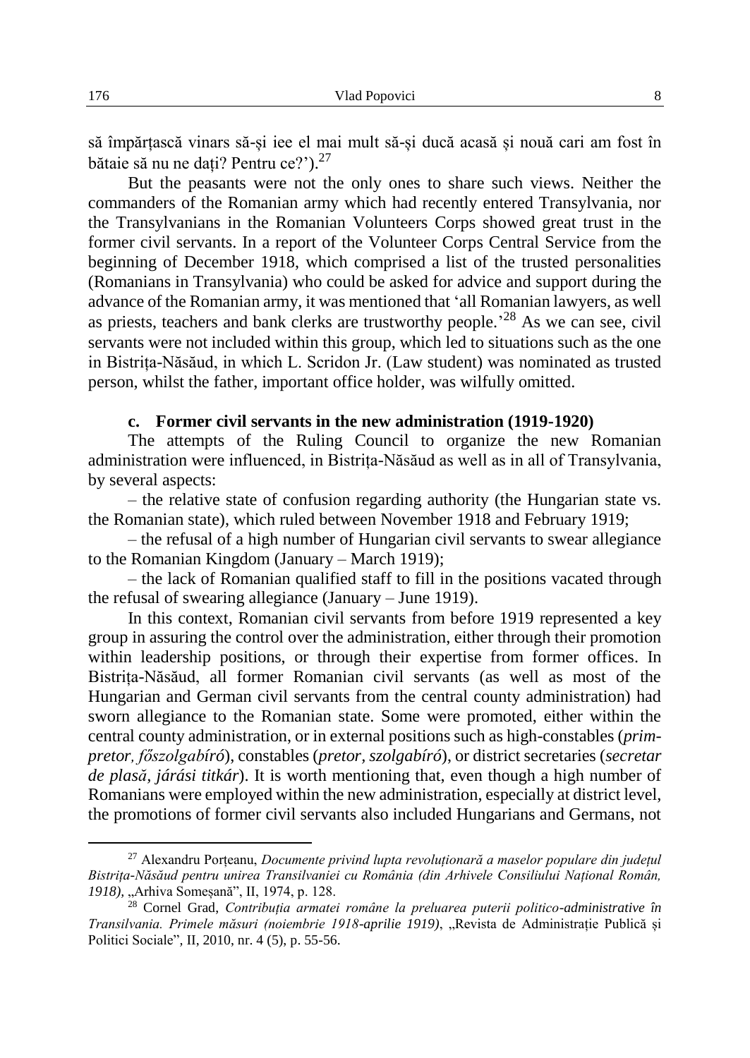să împărțască vinars să-și iee el mai mult să-și ducă acasă și nouă cari am fost în bătaie să nu ne dați? Pentru ce?').[27]

But the peasants were not the only ones to share such views. Neither the commanders of the Romanian army which had recently entered Transylvania, nor the Transylvanians in the Romanian Volunteers Corps showed great trust in the former civil servants. In a report of the Volunteer Corps Central Service from the beginning of December 1918, which comprised a list of the trusted personalities (Romanians in Transylvania) who could be asked for advice and support during the advance of the Romanian army, it was mentioned that 'all Romanian lawyers, as well as priests, teachers and bank clerks are trustworthy people.'[28] As we can see, civil servants were not included within this group, which led to situations such as the one in Bistrița-Năsăud, in which L. Scridon Jr. (Law student) was nominated as trusted person, whilst the father, important office holder, was wilfully omitted.

### c. Former civil servants in the new administration (1919-1920)

The attempts of the Ruling Council to organize the new Romanian administration were influenced, in Bistrița-Năsăud as well as in all of Transylvania, by several aspects:

– the relative state of confusion regarding authority (the Hungarian state vs. the Romanian state), which ruled between November 1918 and February 1919;

– the refusal of a high number of Hungarian civil servants to swear allegiance to the Romanian Kingdom (January – March 1919);

– the lack of Romanian qualified staff to fill in the positions vacated through the refusal of swearing allegiance (January – June 1919).

In this context, Romanian civil servants from before 1919 represented a key group in assuring the control over the administration, either through their promotion within leadership positions, or through their expertise from former offices. In Bistrița-Năsăud, all former Romanian civil servants (as well as most of the Hungarian and German civil servants from the central county administration) had sworn allegiance to the Romanian state. Some were promoted, either within the central county administration, or in external positions such as high-constables (*prim-pretor, főszolgabíró*), constables (*pretor, szolgabíró*), or district secretaries (*secretar de plasă, járási titkár*). It is worth mentioning that, even though a high number of Romanians were employed within the new administration, especially at district level, the promotions of former civil servants also included Hungarians and Germans, not

---

[27] Alexandru Porțeanu, *Documente privind lupta revoluționară a maselor populare din județul Bistrița-Năsăud pentru unirea Transilvaniei cu România (din Arhivele Consiliului Național Român, 1918)*, „Arhiva Someșană", II, 1974, p. 128.

[28] Cornel Grad, *Contribuția armatei române la preluarea puterii politico-administrative în Transilvania. Primele măsuri (noiembrie 1918-aprilie 1919)*, „Revista de Administrație Publică și Politici Sociale", II, 2010, nr. 4 (5), p. 55-56.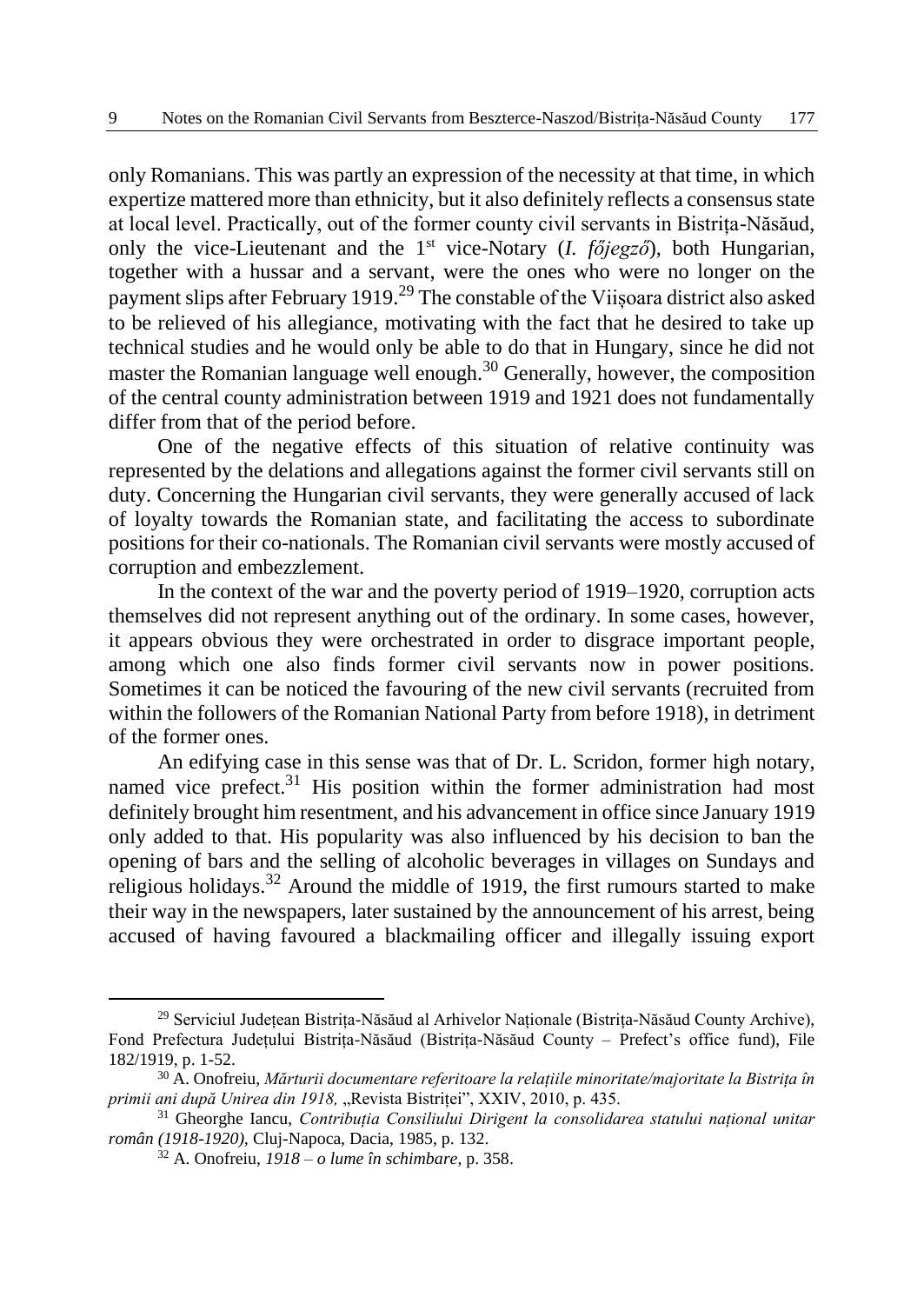only Romanians. This was partly an expression of the necessity at that time, in which expertize mattered more than ethnicity, but it also definitely reflects a consensus state at local level. Practically, out of the former county civil servants in Bistrița-Năsăud, only the vice-Lieutenant and the 1st vice-Notary (*I. főjegző*), both Hungarian, together with a hussar and a servant, were the ones who were no longer on the payment slips after February 1919.[29] The constable of the Viișoara district also asked to be relieved of his allegiance, motivating with the fact that he desired to take up technical studies and he would only be able to do that in Hungary, since he did not master the Romanian language well enough.[30] Generally, however, the composition of the central county administration between 1919 and 1921 does not fundamentally differ from that of the period before.

One of the negative effects of this situation of relative continuity was represented by the delations and allegations against the former civil servants still on duty. Concerning the Hungarian civil servants, they were generally accused of lack of loyalty towards the Romanian state, and facilitating the access to subordinate positions for their co-nationals. The Romanian civil servants were mostly accused of corruption and embezzlement.

In the context of the war and the poverty period of 1919–1920, corruption acts themselves did not represent anything out of the ordinary. In some cases, however, it appears obvious they were orchestrated in order to disgrace important people, among which one also finds former civil servants now in power positions. Sometimes it can be noticed the favouring of the new civil servants (recruited from within the followers of the Romanian National Party from before 1918), in detriment of the former ones.

An edifying case in this sense was that of Dr. L. Scridon, former high notary, named vice prefect.[31] His position within the former administration had most definitely brought him resentment, and his advancement in office since January 1919 only added to that. His popularity was also influenced by his decision to ban the opening of bars and the selling of alcoholic beverages in villages on Sundays and religious holidays.[32] Around the middle of 1919, the first rumours started to make their way in the newspapers, later sustained by the announcement of his arrest, being accused of having favoured a blackmailing officer and illegally issuing export

---

[29] Serviciul Județean Bistrița-Năsăud al Arhivelor Naționale (Bistrița-Năsăud County Archive), Fond Prefectura Județului Bistrița-Năsăud (Bistrița-Năsăud County – Prefect's office fund), File 182/1919, p. 1-52.

[30] A. Onofreiu, *Mărturii documentare referitoare la relațiile minoritate/majoritate la Bistrița în primii ani după Unirea din 1918,* „Revista Bistriței", XXIV, 2010, p. 435.

[31] Gheorghe Iancu, *Contribuția Consiliului Dirigent la consolidarea statului național unitar român (1918-1920)*, Cluj-Napoca, Dacia, 1985, p. 132.

[32] A. Onofreiu, *1918 – o lume în schimbare*, p. 358.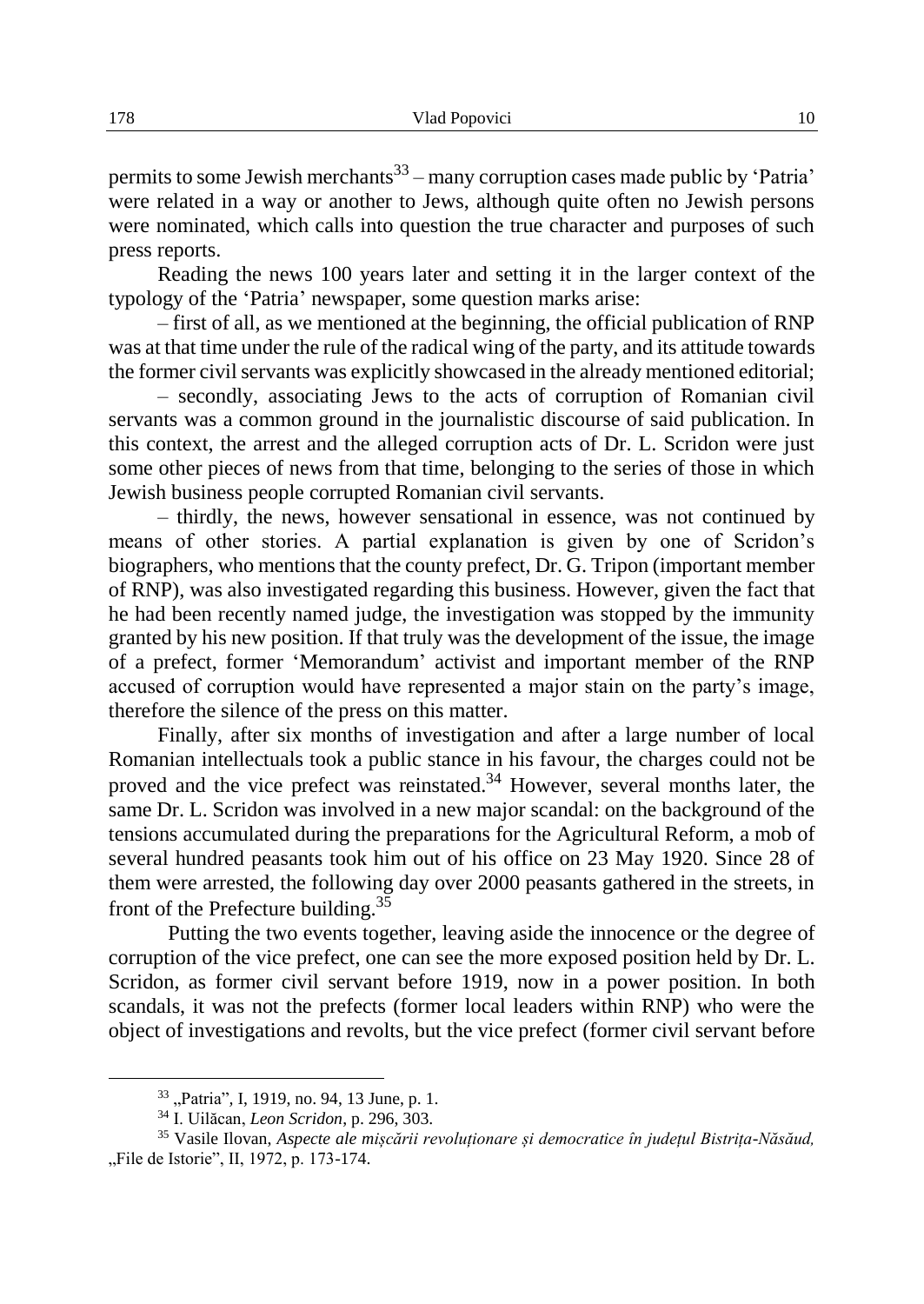permits to some Jewish merchants[33] – many corruption cases made public by 'Patria' were related in a way or another to Jews, although quite often no Jewish persons were nominated, which calls into question the true character and purposes of such press reports.

Reading the news 100 years later and setting it in the larger context of the typology of the 'Patria' newspaper, some question marks arise:

– first of all, as we mentioned at the beginning, the official publication of RNP was at that time under the rule of the radical wing of the party, and its attitude towards the former civil servants was explicitly showcased in the already mentioned editorial;

– secondly, associating Jews to the acts of corruption of Romanian civil servants was a common ground in the journalistic discourse of said publication. In this context, the arrest and the alleged corruption acts of Dr. L. Scridon were just some other pieces of news from that time, belonging to the series of those in which Jewish business people corrupted Romanian civil servants.

– thirdly, the news, however sensational in essence, was not continued by means of other stories. A partial explanation is given by one of Scridon's biographers, who mentions that the county prefect, Dr. G. Tripon (important member of RNP), was also investigated regarding this business. However, given the fact that he had been recently named judge, the investigation was stopped by the immunity granted by his new position. If that truly was the development of the issue, the image of a prefect, former 'Memorandum' activist and important member of the RNP accused of corruption would have represented a major stain on the party's image, therefore the silence of the press on this matter.

Finally, after six months of investigation and after a large number of local Romanian intellectuals took a public stance in his favour, the charges could not be proved and the vice prefect was reinstated.[34] However, several months later, the same Dr. L. Scridon was involved in a new major scandal: on the background of the tensions accumulated during the preparations for the Agricultural Reform, a mob of several hundred peasants took him out of his office on 23 May 1920. Since 28 of them were arrested, the following day over 2000 peasants gathered in the streets, in front of the Prefecture building.[35]

Putting the two events together, leaving aside the innocence or the degree of corruption of the vice prefect, one can see the more exposed position held by Dr. L. Scridon, as former civil servant before 1919, now in a power position. In both scandals, it was not the prefects (former local leaders within RNP) who were the object of investigations and revolts, but the vice prefect (former civil servant before

---

[33] „Patria", I, 1919, no. 94, 13 June, p. 1.

[34] I. Uilăcan, *Leon Scridon*, p. 296, 303.

[35] Vasile Ilovan, *Aspecte ale mișcării revoluționare și democratice în județul Bistrița-Năsăud,* „File de Istorie", II, 1972, p. 173-174.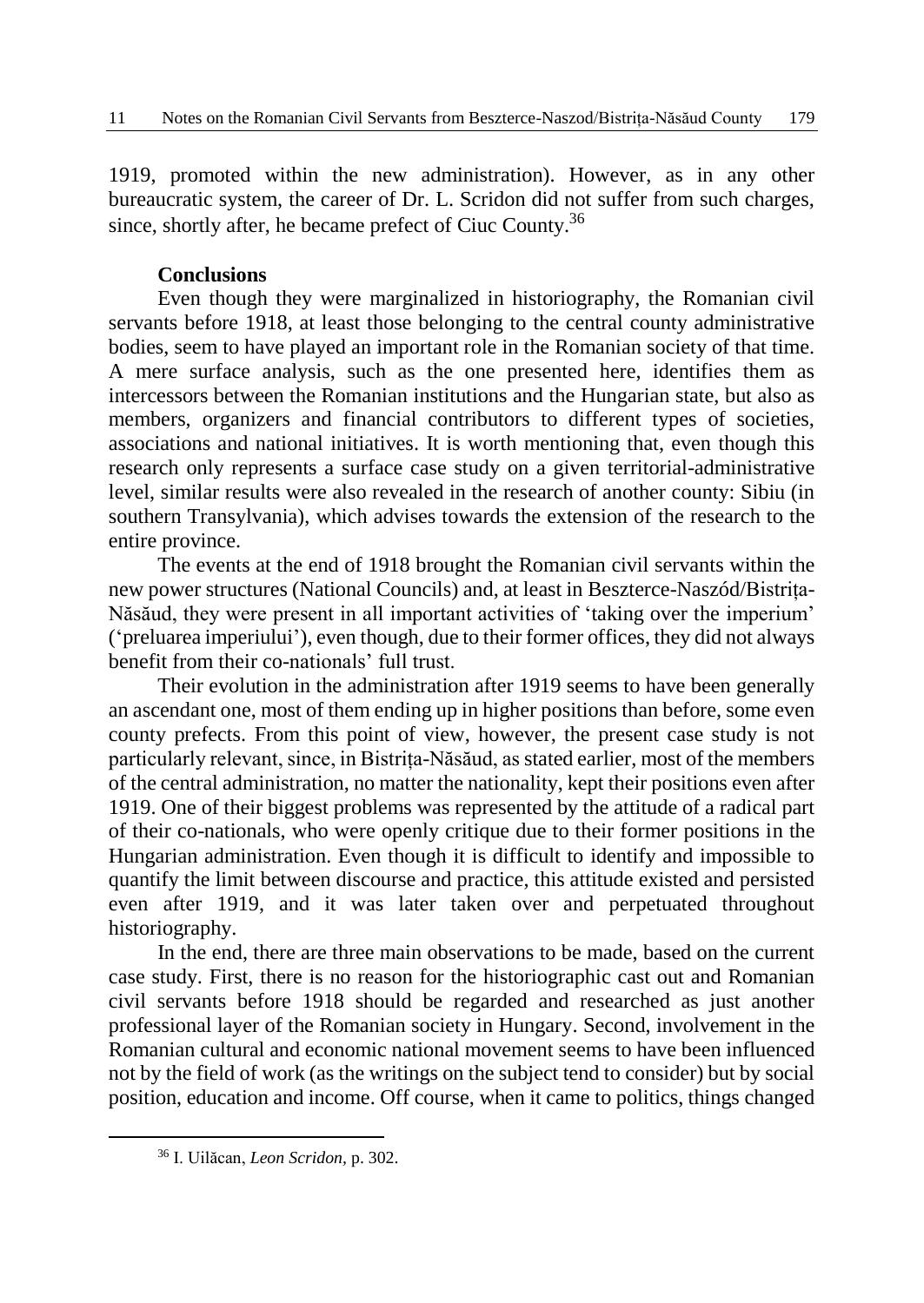1919, promoted within the new administration). However, as in any other bureaucratic system, the career of Dr. L. Scridon did not suffer from such charges, since, shortly after, he became prefect of Ciuc County.[36]

## Conclusions

Even though they were marginalized in historiography, the Romanian civil servants before 1918, at least those belonging to the central county administrative bodies, seem to have played an important role in the Romanian society of that time. A mere surface analysis, such as the one presented here, identifies them as intercessors between the Romanian institutions and the Hungarian state, but also as members, organizers and financial contributors to different types of societies, associations and national initiatives. It is worth mentioning that, even though this research only represents a surface case study on a given territorial-administrative level, similar results were also revealed in the research of another county: Sibiu (in southern Transylvania), which advises towards the extension of the research to the entire province.

The events at the end of 1918 brought the Romanian civil servants within the new power structures (National Councils) and, at least in Beszterce-Naszód/Bistrița-Năsăud, they were present in all important activities of 'taking over the imperium' ('preluarea imperiului'), even though, due to their former offices, they did not always benefit from their co-nationals' full trust.

Their evolution in the administration after 1919 seems to have been generally an ascendant one, most of them ending up in higher positions than before, some even county prefects. From this point of view, however, the present case study is not particularly relevant, since, in Bistrița-Năsăud, as stated earlier, most of the members of the central administration, no matter the nationality, kept their positions even after 1919. One of their biggest problems was represented by the attitude of a radical part of their co-nationals, who were openly critique due to their former positions in the Hungarian administration. Even though it is difficult to identify and impossible to quantify the limit between discourse and practice, this attitude existed and persisted even after 1919, and it was later taken over and perpetuated throughout historiography.

In the end, there are three main observations to be made, based on the current case study. First, there is no reason for the historiographic cast out and Romanian civil servants before 1918 should be regarded and researched as just another professional layer of the Romanian society in Hungary. Second, involvement in the Romanian cultural and economic national movement seems to have been influenced not by the field of work (as the writings on the subject tend to consider) but by social position, education and income. Off course, when it came to politics, things changed

[36] I. Uilăcan, *Leon Scridon*, p. 302.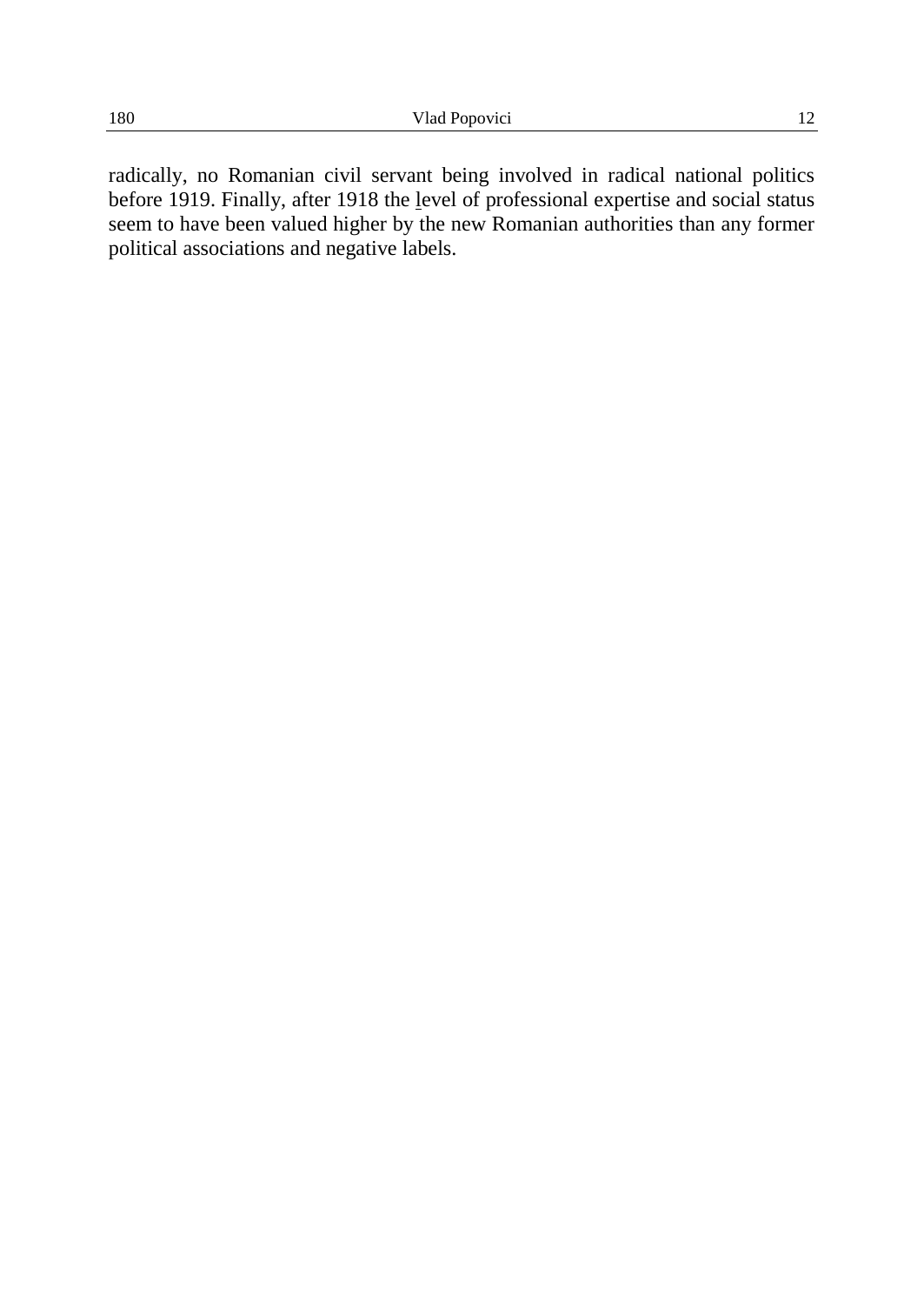radically, no Romanian civil servant being involved in radical national politics before 1919. Finally, after 1918 the level of professional expertise and social status seem to have been valued higher by the new Romanian authorities than any former political associations and negative labels.